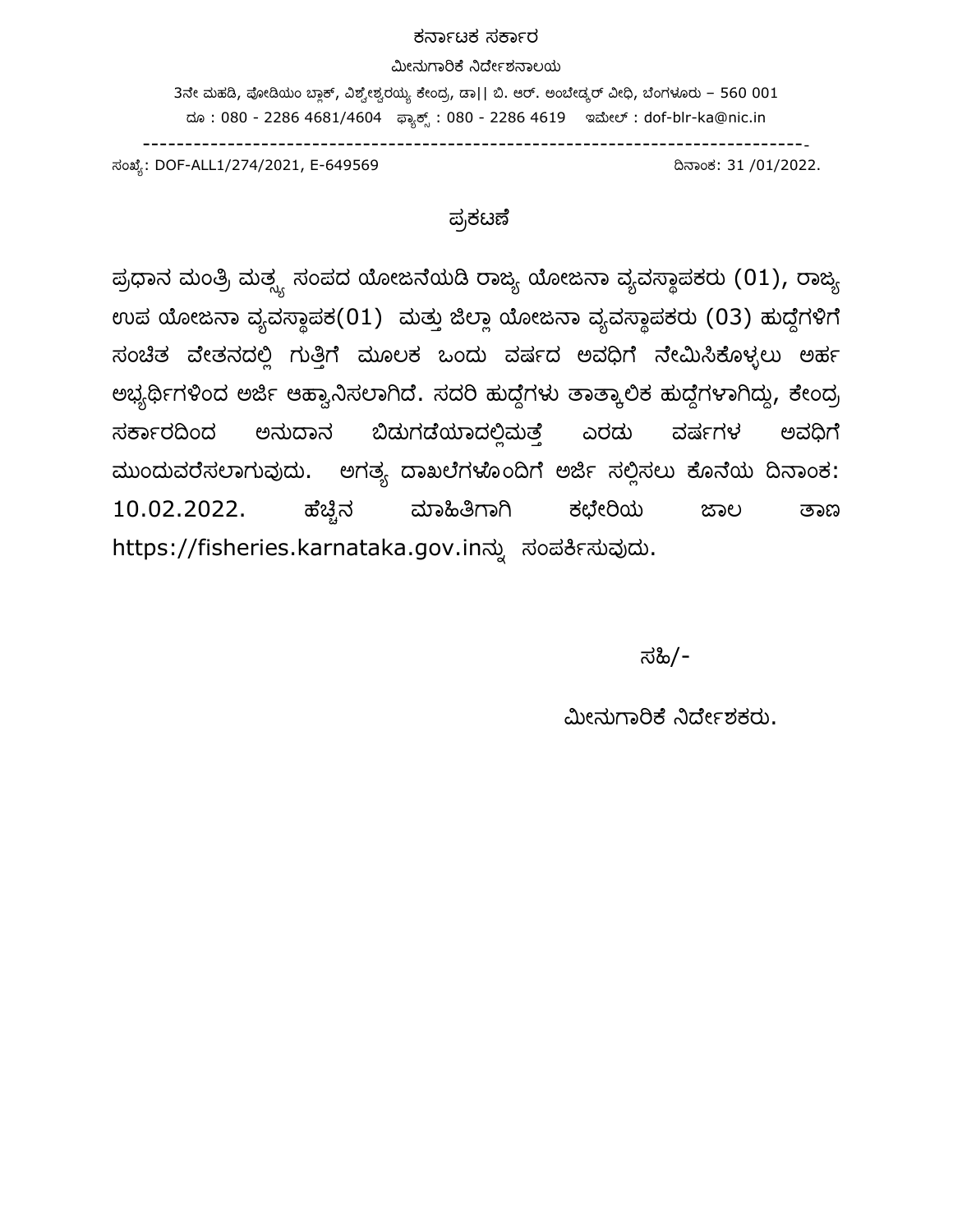ಕರ್ನಾಟಕ ಸರ್ಕಾರ

ಮೀನುಗಾರಿಕೆ ನಿರ್ದೇಶನಾಲಯ

3ನೇ ಮಹಡಿ, ಪೋಡಿಯಂ ಬ್ಲಾಕ್, ವಿಶ್ವೇಶ್ವರಯ್ಯ ಕೇಂದ್ರ, ಡಾ|| ಬಿ. ಆರ್. ಅಂಬೇಡ್ಕರ್ ವೀಧಿ, ಬೆಂಗಳೂರು – 560 001

ದೂ : 080 - 2286 4681/4604 ಫ್ಯಾಕ್ಸ್ : 080 - 2286 4619 ಇಮೇಲ್ : dof-blr-ka@nic.in

---

ಸಂಖ್ಯೆ: DOF-ALL1/274/2021, E-649569 ದಿನಾಂಕ: 31 /01/2022.

## ಪ್ರಕಟಣೆ

ಪ್ರಧಾನ ಮಂತ್ರಿ ಮತ್ಸ್ಯ ಸಂಪದ ಯೋಜನೆಯಡಿ ರಾಜ್ಯ ಯೋಜನಾ ವ್ಯವಸ್ಥಾಪಕರು (01), ರಾಜ್ಯ ಉಪ ಯೋಜನಾ ವ್ಯವಸ್ಥಾಪಕ(01) ಮತ್ತು ಜಿಲ್ಲಾ ಯೋಜನಾ ವ್ಯವಸ್ಥಾಪಕರು (03) ಹುದ್ದೆಗಳಿಗೆ ಸಂಚಿತ ವೇತನದಲ್ಲಿ ಗುತ್ತಿಗೆ ಮೂಲಕ ಒಂದು ವರ್ಷದ ಅವಧಿಗೆ ನೇಮಿಸಿಕೊಳ್ಳಲು ಅರ್ಹ ಅಭ್ಯರ್ಥಿಗಳಿಂದ ಅರ್ಜಿ ಆಹ್ವಾನಿಸಲಾಗಿದೆ. ಸದರಿ ಹುದ್ದೆಗಳು ತಾತ್ಕಾಲಿಕ ಹುದ್ದೆಗಳಾಗಿದ್ದು, ಕೇಂದ್ರ ಸರ್ಕಾರದಿಂದ ಅನುದಾನ ಬಿಡುಗಡೆಯಾದಲ್ಲಿಮತ್ತೆ ಎರಡು ವರ್ಷಗಳ ಅವಧಿಗೆ ಮುಂದುವರೆಸಲಾಗುವುದು. ಅಗತ್ಯ ದಾಖಲೆಗಳೊಂದಿಗೆ ಅರ್ಜಿ ಸಲ್ಲಿಸಲು ಕೊನೆಯ ದಿನಾಂಕ: 10.02.2022. ಹೆಚ್ಚಿನ ಮಾಹಿತಿಗಾಗಿ ಕಛೇರಿಯ ಜಾಲ ತಾಣ https://fisheries.karnataka.gov.inನ್ನು ಸಂಪರ್ಕಿಸುವುದು.

ಸಹಿ/-

ಮೀನುಗಾರಿಕೆ ನಿರ್ದೇಶಕರು.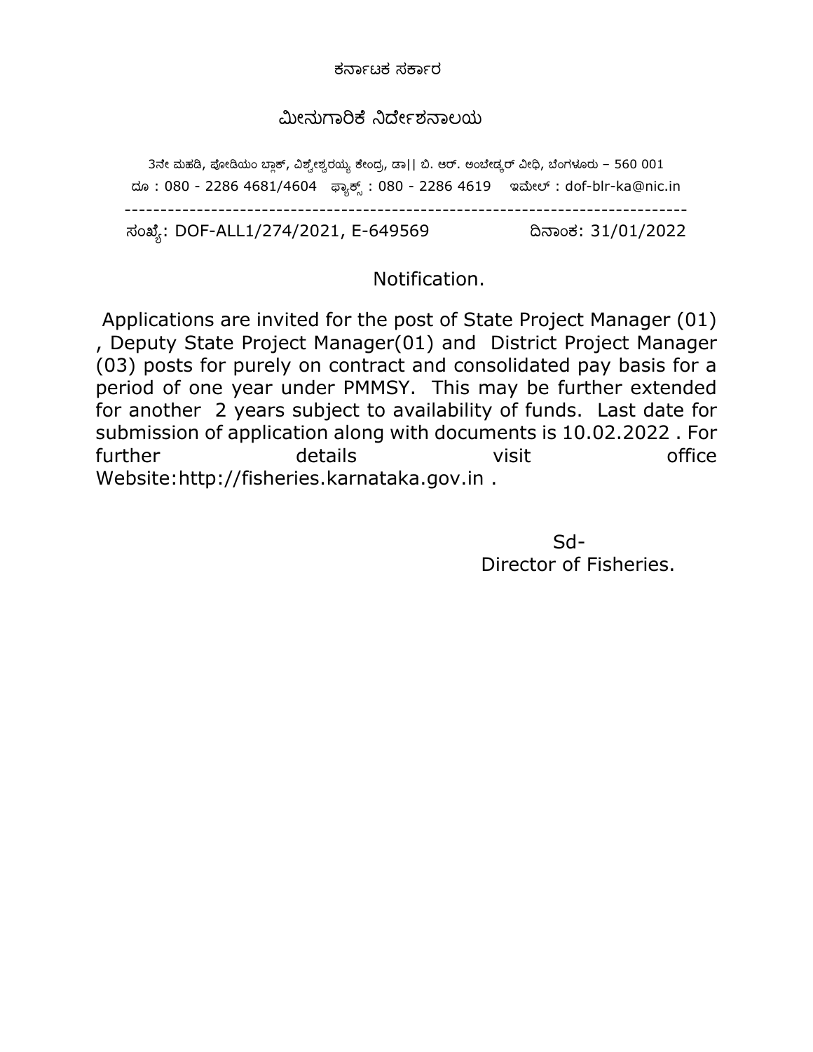ಕರ್ನಾಟಕ ಸರ್ಕಾರ

# ಮೀನುಗಾರಿಕೆ ನಿರ್ದೇಶನಾಲಯ

3ನೇ ಮಹಡಿ, ಪೋಡಿಯಂ ಬ್ಲಾಕ್, ವಿಶ್ವೇಶ್ವರಯ್ಯ ಕೇಂದ್ರ, ಡಾ|| ಬಿ. ಆರ್. ಅಂಬೇಡ್ಕರ್ ವೀಧಿ, ಬೆಂಗಳೂರು – 560 001

ದೂ : 080 - 2286 4681/4604 ಫ್ಯಾಕ್ಸ್ : 080 - 2286 4619 ಇಮೇಲ್ : dof-blr-ka@nic.in

---

ಸಂಖ್ಯೆ: DOF-ALL1/274/2021, E-649569 ದಿನಾಂಕ: 31/01/2022

## Notification.

Applications are invited for the post of State Project Manager (01), Deputy State Project Manager(01) and District Project Manager (03) posts for purely on contract and consolidated pay basis for a period of one year under PMMSY. This may be further extended for another 2 years subject to availability of funds. Last date for submission of application along with documents is 10.02.2022 . For further details visit office Website:http://fisheries.karnataka.gov.in .

Sd-

Director of Fisheries.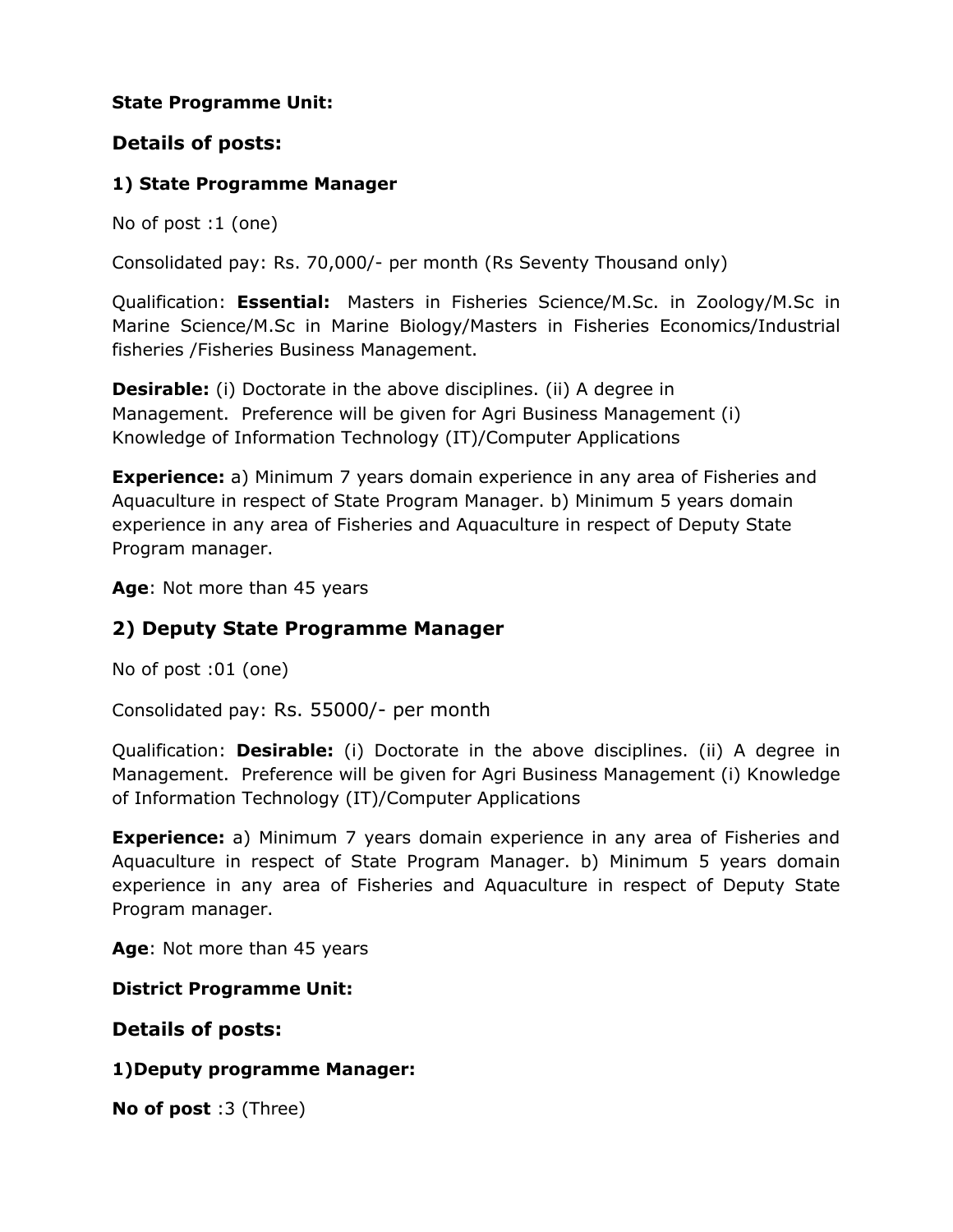**State Programme Unit:**

## Details of posts:

### 1) State Programme Manager

No of post :1 (one)

Consolidated pay: Rs. 70,000/- per month (Rs Seventy Thousand only)

Qualification: **Essential:** Masters in Fisheries Science/M.Sc. in Zoology/M.Sc in Marine Science/M.Sc in Marine Biology/Masters in Fisheries Economics/Industrial fisheries /Fisheries Business Management.

**Desirable:** (i) Doctorate in the above disciplines. (ii) A degree in Management. Preference will be given for Agri Business Management (i) Knowledge of Information Technology (IT)/Computer Applications

**Experience:** a) Minimum 7 years domain experience in any area of Fisheries and Aquaculture in respect of State Program Manager. b) Minimum 5 years domain experience in any area of Fisheries and Aquaculture in respect of Deputy State Program manager.

**Age**: Not more than 45 years

## 2) Deputy State Programme Manager

No of post :01 (one)

Consolidated pay: Rs. 55000/- per month

Qualification: **Desirable:** (i) Doctorate in the above disciplines. (ii) A degree in Management. Preference will be given for Agri Business Management (i) Knowledge of Information Technology (IT)/Computer Applications

**Experience:** a) Minimum 7 years domain experience in any area of Fisheries and Aquaculture in respect of State Program Manager. b) Minimum 5 years domain experience in any area of Fisheries and Aquaculture in respect of Deputy State Program manager.

**Age**: Not more than 45 years

**District Programme Unit:**

## Details of posts:

### 1)Deputy programme Manager:

**No of post** :3 (Three)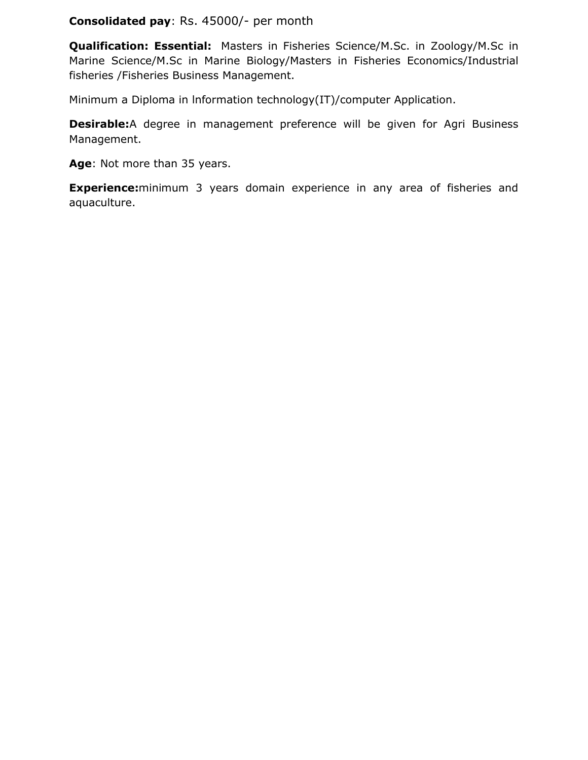**Consolidated pay**: Rs. 45000/- per month

**Qualification: Essential:** Masters in Fisheries Science/M.Sc. in Zoology/M.Sc in Marine Science/M.Sc in Marine Biology/Masters in Fisheries Economics/Industrial fisheries /Fisheries Business Management.

Minimum a Diploma in Information technology(IT)/computer Application.

**Desirable:**A degree in management preference will be given for Agri Business Management.

**Age**: Not more than 35 years.

**Experience:**minimum 3 years domain experience in any area of fisheries and aquaculture.